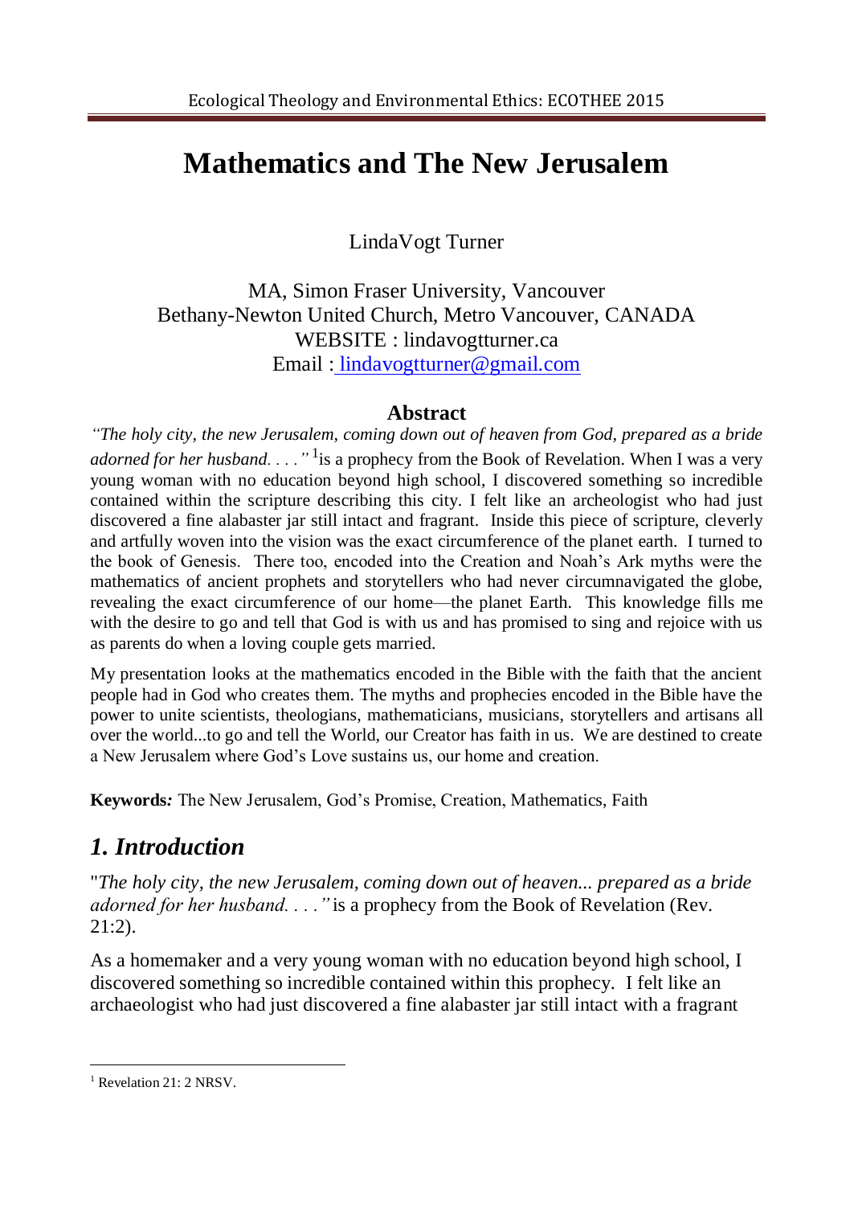# Mathematics and The New Jerusalem

LindaVogt Turner

MA, Simon Fraser University, Vancouver
Bethany-Newton United Church, Metro Vancouver, CANADA
WEBSITE : lindavogtturner.ca
Email : lindavogtturner@gmail.com

## Abstract

*"The holy city, the new Jerusalem, coming down out of heaven from God, prepared as a bride adorned for her husband. . . ."* [1]is a prophecy from the Book of Revelation. When I was a very young woman with no education beyond high school, I discovered something so incredible contained within the scripture describing this city. I felt like an archeologist who had just discovered a fine alabaster jar still intact and fragrant. Inside this piece of scripture, cleverly and artfully woven into the vision was the exact circumference of the planet earth. I turned to the book of Genesis. There too, encoded into the Creation and Noah's Ark myths were the mathematics of ancient prophets and storytellers who had never circumnavigated the globe, revealing the exact circumference of our home—the planet Earth. This knowledge fills me with the desire to go and tell that God is with us and has promised to sing and rejoice with us as parents do when a loving couple gets married.

My presentation looks at the mathematics encoded in the Bible with the faith that the ancient people had in God who creates them. The myths and prophecies encoded in the Bible have the power to unite scientists, theologians, mathematicians, musicians, storytellers and artisans all over the world...to go and tell the World, our Creator has faith in us. We are destined to create a New Jerusalem where God's Love sustains us, our home and creation.

**Keywords***:* The New Jerusalem, God's Promise, Creation, Mathematics, Faith

## *1. Introduction*

"*The holy city, the new Jerusalem, coming down out of heaven... prepared as a bride adorned for her husband. . . ."* is a prophecy from the Book of Revelation (Rev. 21:2).

As a homemaker and a very young woman with no education beyond high school, I discovered something so incredible contained within this prophecy. I felt like an archaeologist who had just discovered a fine alabaster jar still intact with a fragrant

[1] Revelation 21: 2 NRSV.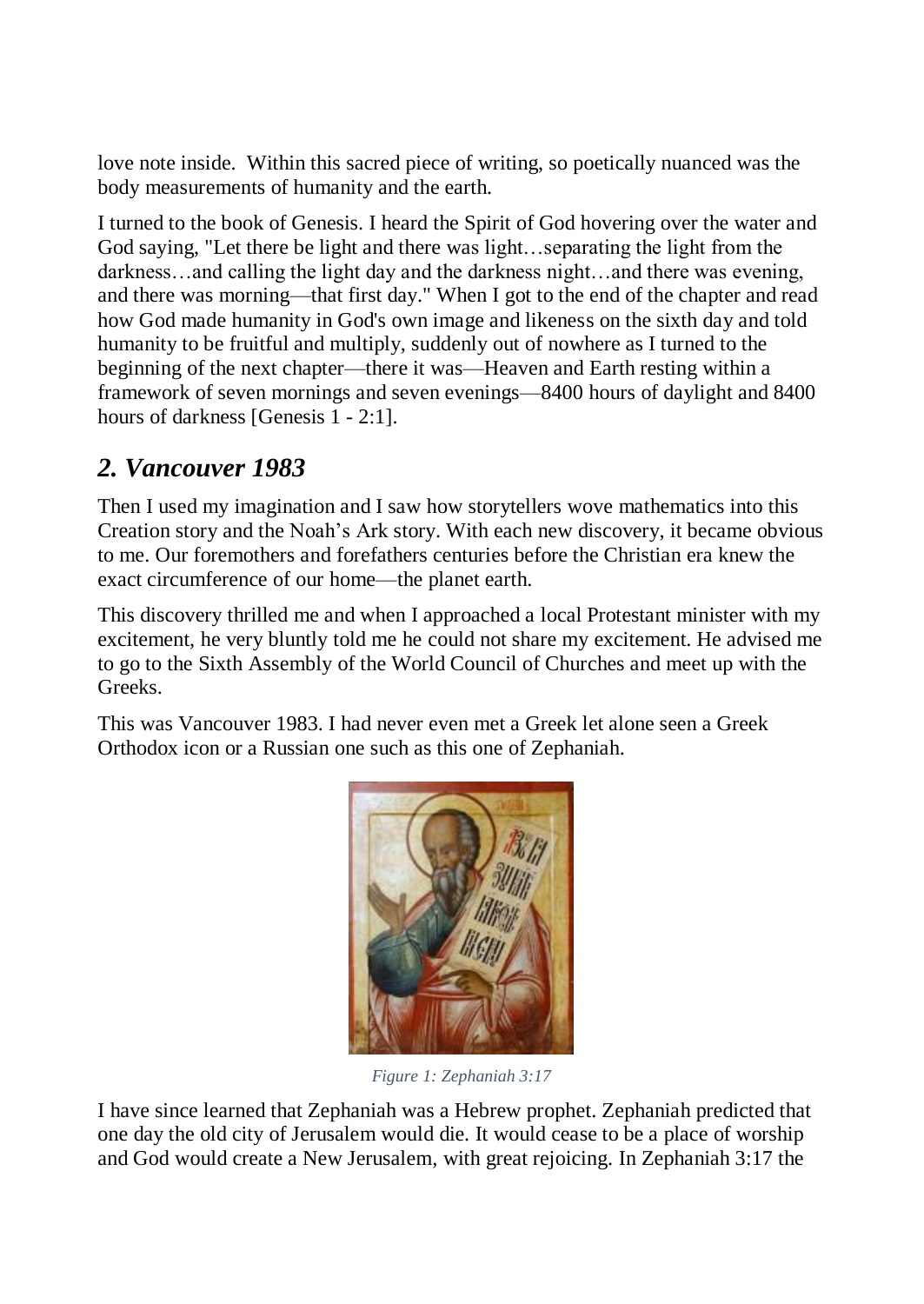love note inside. Within this sacred piece of writing, so poetically nuanced was the body measurements of humanity and the earth.

I turned to the book of Genesis. I heard the Spirit of God hovering over the water and God saying, "Let there be light and there was light…separating the light from the darkness…and calling the light day and the darkness night…and there was evening, and there was morning—that first day." When I got to the end of the chapter and read how God made humanity in God's own image and likeness on the sixth day and told humanity to be fruitful and multiply, suddenly out of nowhere as I turned to the beginning of the next chapter—there it was—Heaven and Earth resting within a framework of seven mornings and seven evenings—8400 hours of daylight and 8400 hours of darkness [Genesis 1 - 2:1].

## *2. Vancouver 1983*

Then I used my imagination and I saw how storytellers wove mathematics into this Creation story and the Noah's Ark story. With each new discovery, it became obvious to me. Our foremothers and forefathers centuries before the Christian era knew the exact circumference of our home—the planet earth.

This discovery thrilled me and when I approached a local Protestant minister with my excitement, he very bluntly told me he could not share my excitement. He advised me to go to the Sixth Assembly of the World Council of Churches and meet up with the Greeks.

This was Vancouver 1983. I had never even met a Greek let alone seen a Greek Orthodox icon or a Russian one such as this one of Zephaniah.

*Figure 1: Zephaniah 3:17*

I have since learned that Zephaniah was a Hebrew prophet. Zephaniah predicted that one day the old city of Jerusalem would die. It would cease to be a place of worship and God would create a New Jerusalem, with great rejoicing. In Zephaniah 3:17 the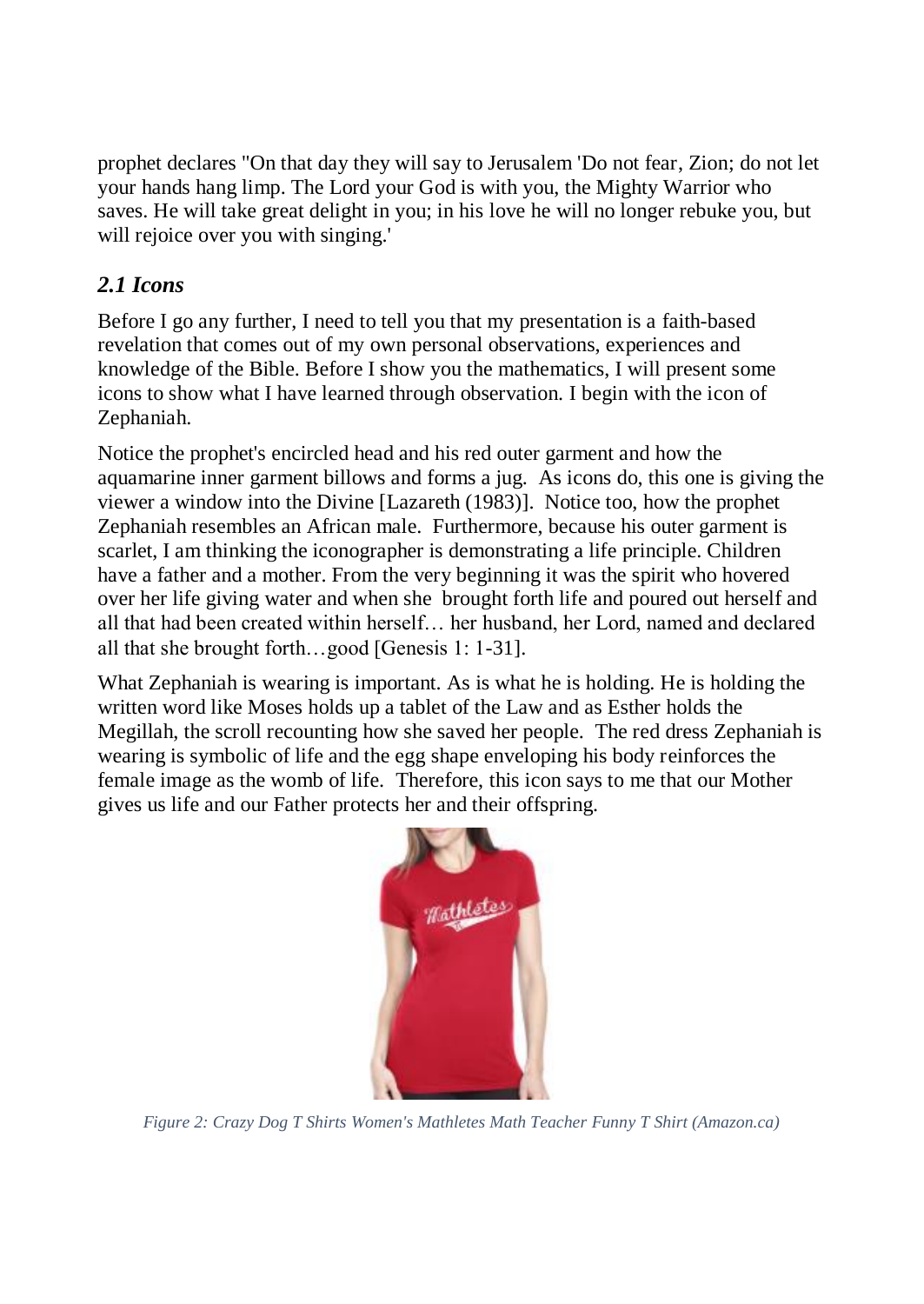prophet declares "On that day they will say to Jerusalem 'Do not fear, Zion; do not let your hands hang limp. The Lord your God is with you, the Mighty Warrior who saves. He will take great delight in you; in his love he will no longer rebuke you, but will rejoice over you with singing.'

## *2.1 Icons*

Before I go any further, I need to tell you that my presentation is a faith-based revelation that comes out of my own personal observations, experiences and knowledge of the Bible. Before I show you the mathematics, I will present some icons to show what I have learned through observation. I begin with the icon of Zephaniah.

Notice the prophet's encircled head and his red outer garment and how the aquamarine inner garment billows and forms a jug. As icons do, this one is giving the viewer a window into the Divine [Lazareth (1983)]. Notice too, how the prophet Zephaniah resembles an African male. Furthermore, because his outer garment is scarlet, I am thinking the iconographer is demonstrating a life principle. Children have a father and a mother. From the very beginning it was the spirit who hovered over her life giving water and when she brought forth life and poured out herself and all that had been created within herself… her husband, her Lord, named and declared all that she brought forth…good [Genesis 1: 1-31].

What Zephaniah is wearing is important. As is what he is holding. He is holding the written word like Moses holds up a tablet of the Law and as Esther holds the Megillah, the scroll recounting how she saved her people. The red dress Zephaniah is wearing is symbolic of life and the egg shape enveloping his body reinforces the female image as the womb of life. Therefore, this icon says to me that our Mother gives us life and our Father protects her and their offspring.

*Figure 2: Crazy Dog T Shirts Women's Mathletes Math Teacher Funny T Shirt (Amazon.ca)*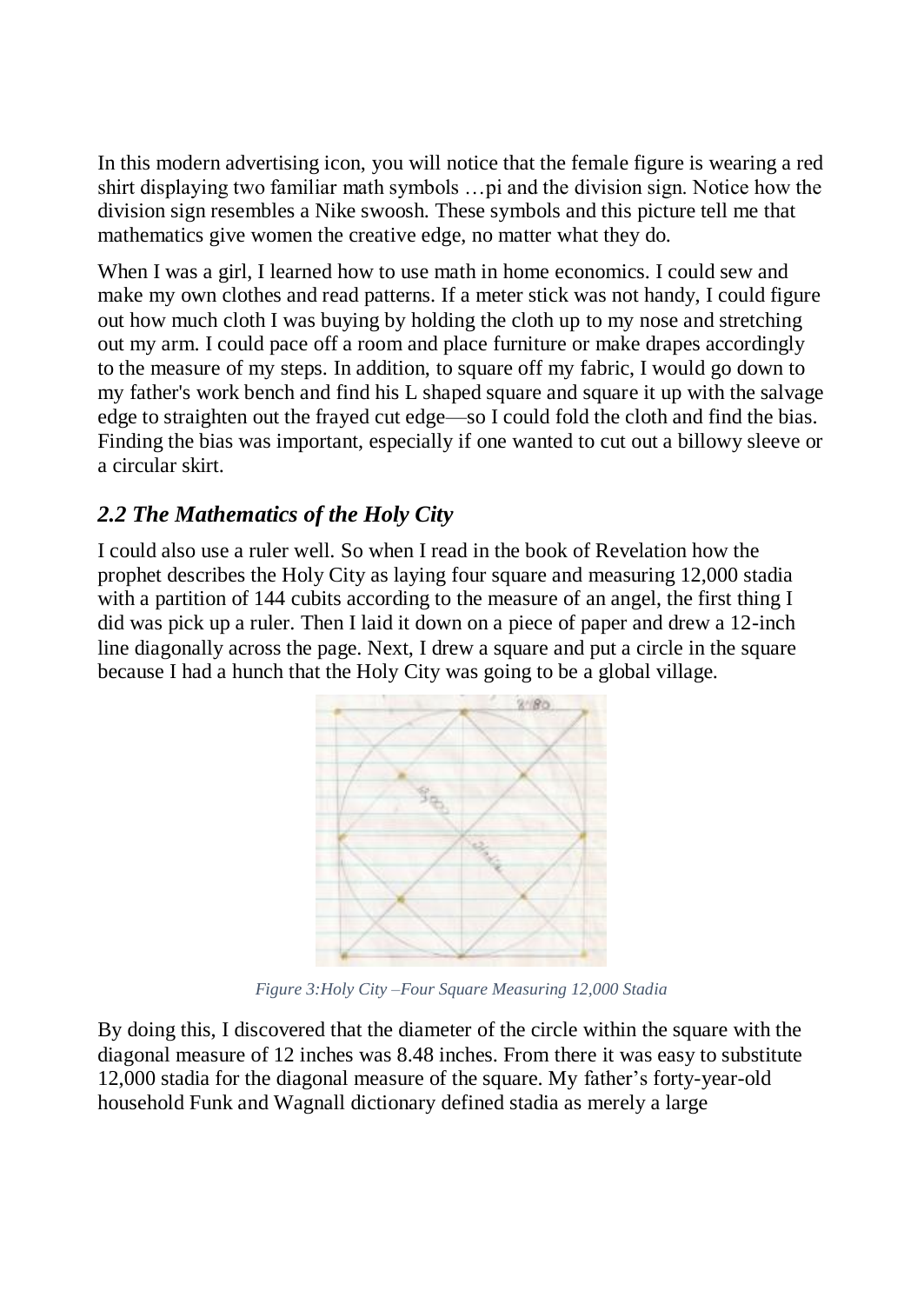In this modern advertising icon, you will notice that the female figure is wearing a red shirt displaying two familiar math symbols …pi and the division sign. Notice how the division sign resembles a Nike swoosh. These symbols and this picture tell me that mathematics give women the creative edge, no matter what they do.

When I was a girl, I learned how to use math in home economics. I could sew and make my own clothes and read patterns. If a meter stick was not handy, I could figure out how much cloth I was buying by holding the cloth up to my nose and stretching out my arm. I could pace off a room and place furniture or make drapes accordingly to the measure of my steps. In addition, to square off my fabric, I would go down to my father's work bench and find his L shaped square and square it up with the salvage edge to straighten out the frayed cut edge—so I could fold the cloth and find the bias. Finding the bias was important, especially if one wanted to cut out a billowy sleeve or a circular skirt.

## *2.2 The Mathematics of the Holy City*

I could also use a ruler well. So when I read in the book of Revelation how the prophet describes the Holy City as laying four square and measuring 12,000 stadia with a partition of 144 cubits according to the measure of an angel, the first thing I did was pick up a ruler. Then I laid it down on a piece of paper and drew a 12-inch line diagonally across the page. Next, I drew a square and put a circle in the square because I had a hunch that the Holy City was going to be a global village.

*Figure 3:Holy City –Four Square Measuring 12,000 Stadia*

By doing this, I discovered that the diameter of the circle within the square with the diagonal measure of 12 inches was 8.48 inches. From there it was easy to substitute 12,000 stadia for the diagonal measure of the square. My father's forty-year-old household Funk and Wagnall dictionary defined stadia as merely a large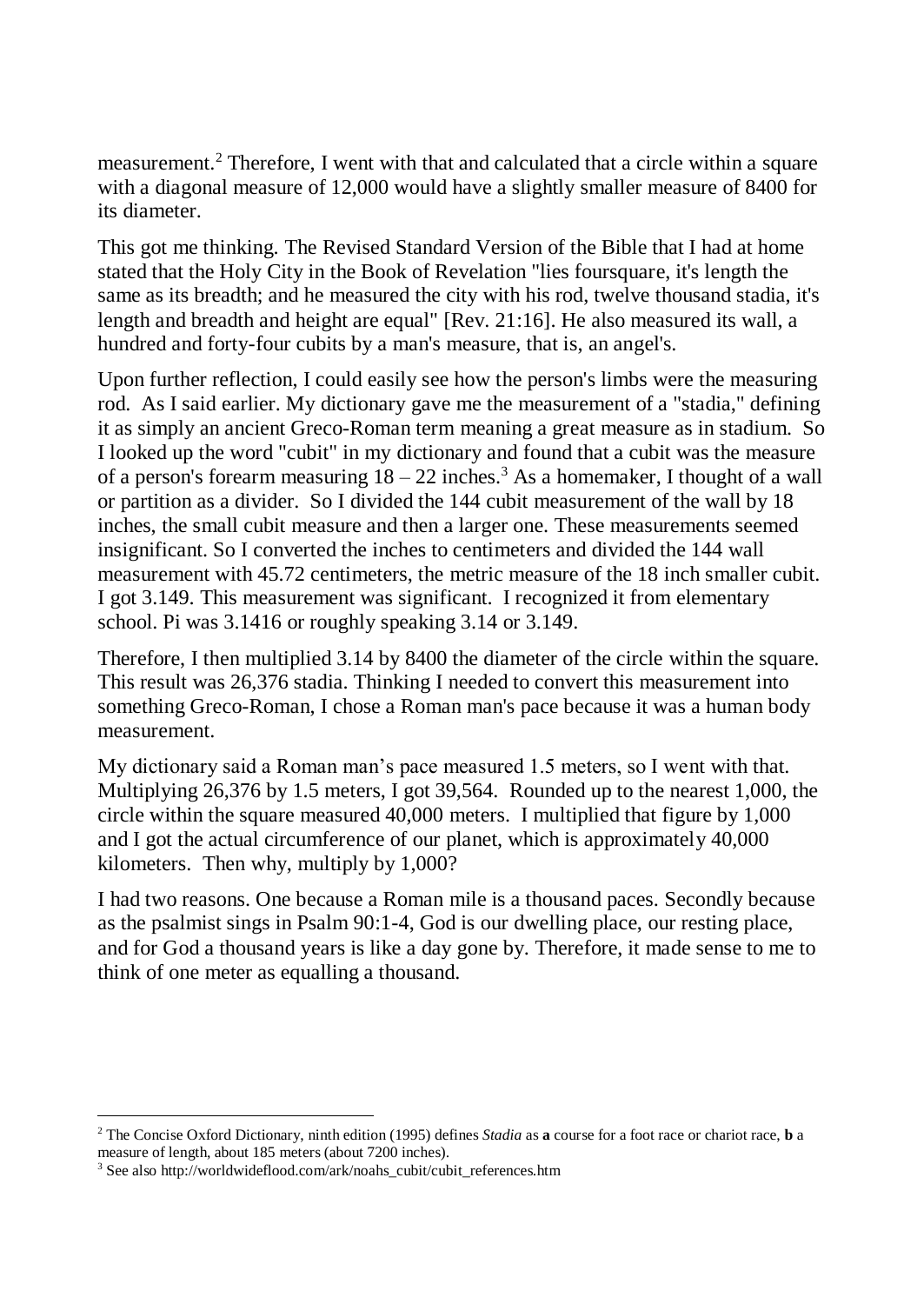measurement.[2] Therefore, I went with that and calculated that a circle within a square with a diagonal measure of 12,000 would have a slightly smaller measure of 8400 for its diameter.

This got me thinking. The Revised Standard Version of the Bible that I had at home stated that the Holy City in the Book of Revelation "lies foursquare, it's length the same as its breadth; and he measured the city with his rod, twelve thousand stadia, it's length and breadth and height are equal" [Rev. 21:16]. He also measured its wall, a hundred and forty-four cubits by a man's measure, that is, an angel's.

Upon further reflection, I could easily see how the person's limbs were the measuring rod. As I said earlier. My dictionary gave me the measurement of a "stadia," defining it as simply an ancient Greco-Roman term meaning a great measure as in stadium. So I looked up the word "cubit" in my dictionary and found that a cubit was the measure of a person's forearm measuring 18 – 22 inches.[3] As a homemaker, I thought of a wall or partition as a divider. So I divided the 144 cubit measurement of the wall by 18 inches, the small cubit measure and then a larger one. These measurements seemed insignificant. So I converted the inches to centimeters and divided the 144 wall measurement with 45.72 centimeters, the metric measure of the 18 inch smaller cubit. I got 3.149. This measurement was significant. I recognized it from elementary school. Pi was 3.1416 or roughly speaking 3.14 or 3.149.

Therefore, I then multiplied 3.14 by 8400 the diameter of the circle within the square. This result was 26,376 stadia. Thinking I needed to convert this measurement into something Greco-Roman, I chose a Roman man's pace because it was a human body measurement.

My dictionary said a Roman man's pace measured 1.5 meters, so I went with that. Multiplying 26,376 by 1.5 meters, I got 39,564. Rounded up to the nearest 1,000, the circle within the square measured 40,000 meters. I multiplied that figure by 1,000 and I got the actual circumference of our planet, which is approximately 40,000 kilometers. Then why, multiply by 1,000?

I had two reasons. One because a Roman mile is a thousand paces. Secondly because as the psalmist sings in Psalm 90:1-4, God is our dwelling place, our resting place, and for God a thousand years is like a day gone by. Therefore, it made sense to me to think of one meter as equalling a thousand.

---

[2] The Concise Oxford Dictionary, ninth edition (1995) defines *Stadia* as **a** course for a foot race or chariot race, **b** a measure of length, about 185 meters (about 7200 inches).

[3] See also http://worldwideflood.com/ark/noahs_cubit/cubit_references.htm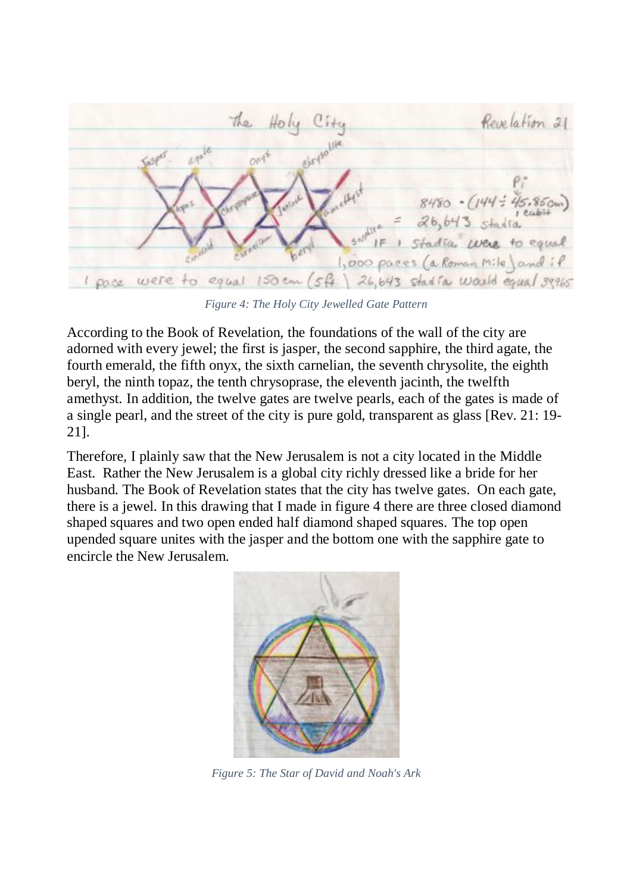*Figure 4: The Holy City Jewelled Gate Pattern*

According to the Book of Revelation, the foundations of the wall of the city are adorned with every jewel; the first is jasper, the second sapphire, the third agate, the fourth emerald, the fifth onyx, the sixth carnelian, the seventh chrysolite, the eighth beryl, the ninth topaz, the tenth chrysoprase, the eleventh jacinth, the twelfth amethyst. In addition, the twelve gates are twelve pearls, each of the gates is made of a single pearl, and the street of the city is pure gold, transparent as glass [Rev. 21: 19-21].

Therefore, I plainly saw that the New Jerusalem is not a city located in the Middle East. Rather the New Jerusalem is a global city richly dressed like a bride for her husband. The Book of Revelation states that the city has twelve gates. On each gate, there is a jewel. In this drawing that I made in figure 4 there are three closed diamond shaped squares and two open ended half diamond shaped squares. The top open upended square unites with the jasper and the bottom one with the sapphire gate to encircle the New Jerusalem.

*Figure 5: The Star of David and Noah's Ark*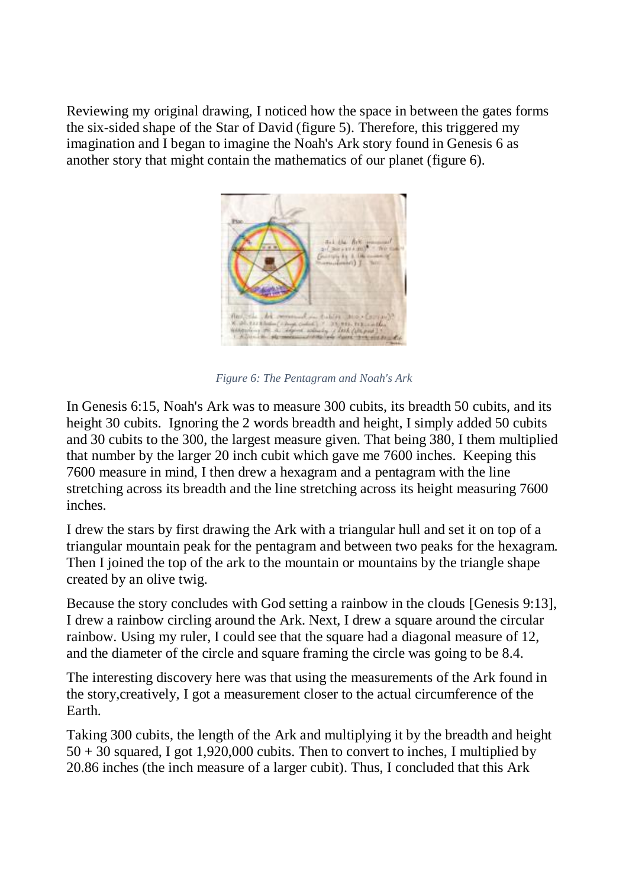Reviewing my original drawing, I noticed how the space in between the gates forms the six-sided shape of the Star of David (figure 5). Therefore, this triggered my imagination and I began to imagine the Noah's Ark story found in Genesis 6 as another story that might contain the mathematics of our planet (figure 6).

*Figure 6: The Pentagram and Noah's Ark*

In Genesis 6:15, Noah's Ark was to measure 300 cubits, its breadth 50 cubits, and its height 30 cubits. Ignoring the 2 words breadth and height, I simply added 50 cubits and 30 cubits to the 300, the largest measure given. That being 380, I them multiplied that number by the larger 20 inch cubit which gave me 7600 inches. Keeping this 7600 measure in mind, I then drew a hexagram and a pentagram with the line stretching across its breadth and the line stretching across its height measuring 7600 inches.

I drew the stars by first drawing the Ark with a triangular hull and set it on top of a triangular mountain peak for the pentagram and between two peaks for the hexagram. Then I joined the top of the ark to the mountain or mountains by the triangle shape created by an olive twig.

Because the story concludes with God setting a rainbow in the clouds [Genesis 9:13], I drew a rainbow circling around the Ark. Next, I drew a square around the circular rainbow. Using my ruler, I could see that the square had a diagonal measure of 12, and the diameter of the circle and square framing the circle was going to be 8.4.

The interesting discovery here was that using the measurements of the Ark found in the story,creatively, I got a measurement closer to the actual circumference of the Earth.

Taking 300 cubits, the length of the Ark and multiplying it by the breadth and height $50 + 30$ squared, I got 1,920,000 cubits. Then to convert to inches, I multiplied by 20.86 inches (the inch measure of a larger cubit). Thus, I concluded that this Ark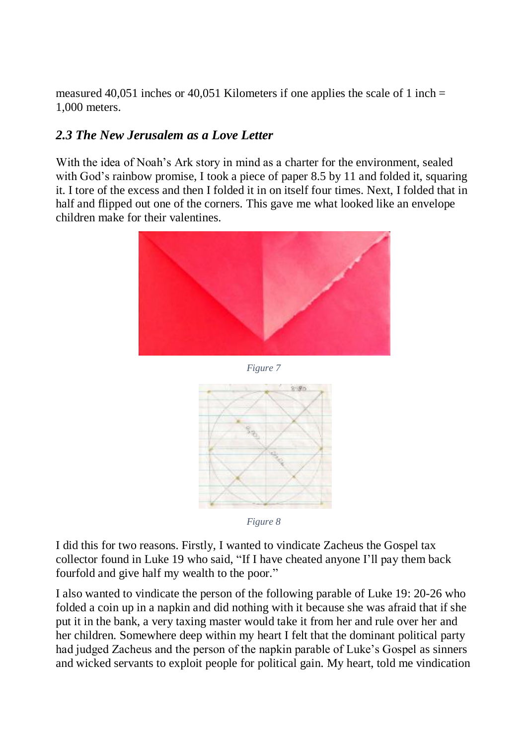measured 40,051 inches or 40,051 Kilometers if one applies the scale of 1 inch = 1,000 meters.

### *2.3 The New Jerusalem as a Love Letter*

With the idea of Noah's Ark story in mind as a charter for the environment, sealed with God's rainbow promise, I took a piece of paper 8.5 by 11 and folded it, squaring it. I tore of the excess and then I folded it in on itself four times. Next, I folded that in half and flipped out one of the corners. This gave me what looked like an envelope children make for their valentines.

*Figure 7*

*Figure 8*

I did this for two reasons. Firstly, I wanted to vindicate Zacheus the Gospel tax collector found in Luke 19 who said, "If I have cheated anyone I'll pay them back fourfold and give half my wealth to the poor."

I also wanted to vindicate the person of the following parable of Luke 19: 20-26 who folded a coin up in a napkin and did nothing with it because she was afraid that if she put it in the bank, a very taxing master would take it from her and rule over her and her children. Somewhere deep within my heart I felt that the dominant political party had judged Zacheus and the person of the napkin parable of Luke's Gospel as sinners and wicked servants to exploit people for political gain. My heart, told me vindication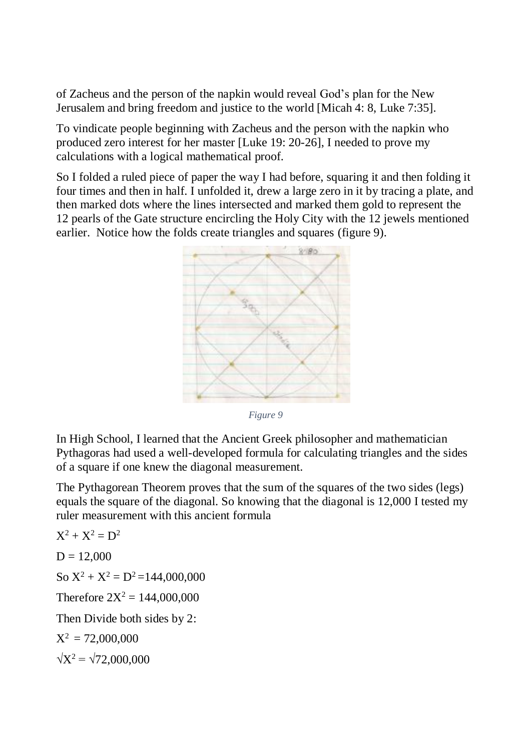of Zacheus and the person of the napkin would reveal God's plan for the New Jerusalem and bring freedom and justice to the world [Micah 4: 8, Luke 7:35].

To vindicate people beginning with Zacheus and the person with the napkin who produced zero interest for her master [Luke 19: 20-26], I needed to prove my calculations with a logical mathematical proof.

So I folded a ruled piece of paper the way I had before, squaring it and then folding it four times and then in half. I unfolded it, drew a large zero in it by tracing a plate, and then marked dots where the lines intersected and marked them gold to represent the 12 pearls of the Gate structure encircling the Holy City with the 12 jewels mentioned earlier. Notice how the folds create triangles and squares (figure 9).

*Figure 9*

In High School, I learned that the Ancient Greek philosopher and mathematician Pythagoras had used a well-developed formula for calculating triangles and the sides of a square if one knew the diagonal measurement.

The Pythagorean Theorem proves that the sum of the squares of the two sides (legs) equals the square of the diagonal. So knowing that the diagonal is 12,000 I tested my ruler measurement with this ancient formula

$X^2 + X^2 = D^2$

$D = 12,000$

So $X^2 + X^2 = D^2 = 144,000,000$

Therefore $2X^2 = 144,000,000$

Then Divide both sides by 2:

$X^2 = 72,000,000$

$\sqrt{X^2} = \sqrt{72,000,000}$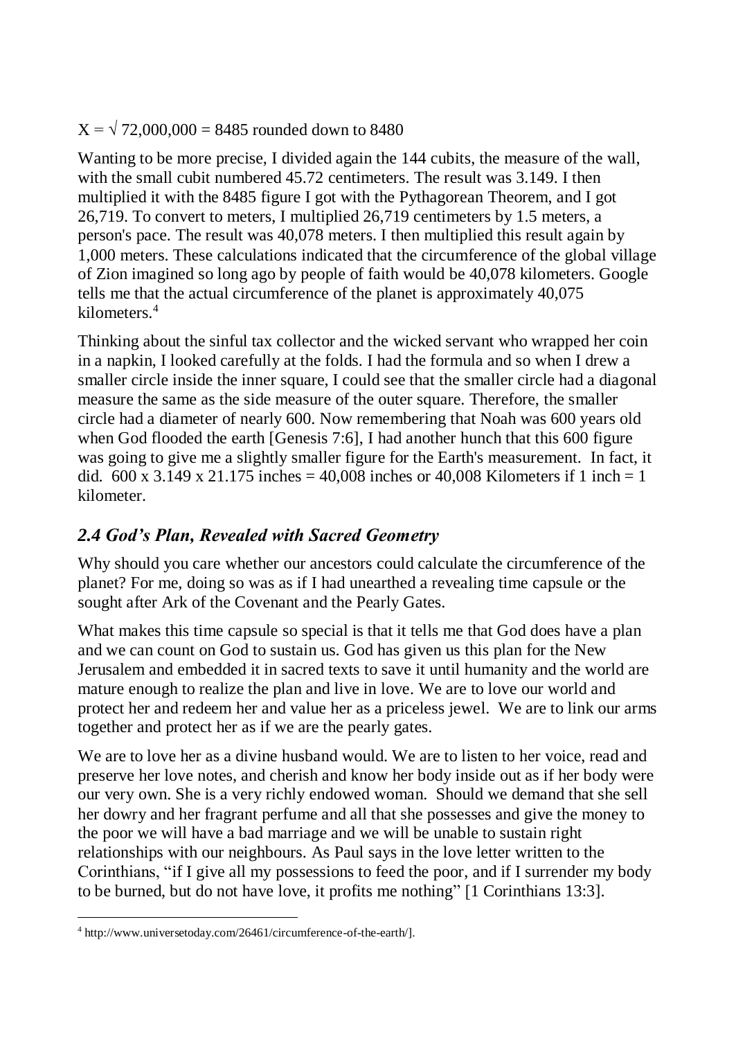$X = \sqrt{72{,}000{,}000} = 8485$ rounded down to 8480

Wanting to be more precise, I divided again the 144 cubits, the measure of the wall, with the small cubit numbered 45.72 centimeters. The result was 3.149. I then multiplied it with the 8485 figure I got with the Pythagorean Theorem, and I got 26,719. To convert to meters, I multiplied 26,719 centimeters by 1.5 meters, a person's pace. The result was 40,078 meters. I then multiplied this result again by 1,000 meters. These calculations indicated that the circumference of the global village of Zion imagined so long ago by people of faith would be 40,078 kilometers. Google tells me that the actual circumference of the planet is approximately 40,075 kilometers.[4]

Thinking about the sinful tax collector and the wicked servant who wrapped her coin in a napkin, I looked carefully at the folds. I had the formula and so when I drew a smaller circle inside the inner square, I could see that the smaller circle had a diagonal measure the same as the side measure of the outer square. Therefore, the smaller circle had a diameter of nearly 600. Now remembering that Noah was 600 years old when God flooded the earth [Genesis 7:6], I had another hunch that this 600 figure was going to give me a slightly smaller figure for the Earth's measurement. In fact, it did. 600 x 3.149 x 21.175 inches = 40,008 inches or 40,008 Kilometers if 1 inch = 1 kilometer.

## *2.4 God's Plan, Revealed with Sacred Geometry*

Why should you care whether our ancestors could calculate the circumference of the planet? For me, doing so was as if I had unearthed a revealing time capsule or the sought after Ark of the Covenant and the Pearly Gates.

What makes this time capsule so special is that it tells me that God does have a plan and we can count on God to sustain us. God has given us this plan for the New Jerusalem and embedded it in sacred texts to save it until humanity and the world are mature enough to realize the plan and live in love. We are to love our world and protect her and redeem her and value her as a priceless jewel. We are to link our arms together and protect her as if we are the pearly gates.

We are to love her as a divine husband would. We are to listen to her voice, read and preserve her love notes, and cherish and know her body inside out as if her body were our very own. She is a very richly endowed woman. Should we demand that she sell her dowry and her fragrant perfume and all that she possesses and give the money to the poor we will have a bad marriage and we will be unable to sustain right relationships with our neighbours. As Paul says in the love letter written to the Corinthians, "if I give all my possessions to feed the poor, and if I surrender my body to be burned, but do not have love, it profits me nothing" [1 Corinthians 13:3].

---

[4] http://www.universetoday.com/26461/circumference-of-the-earth/].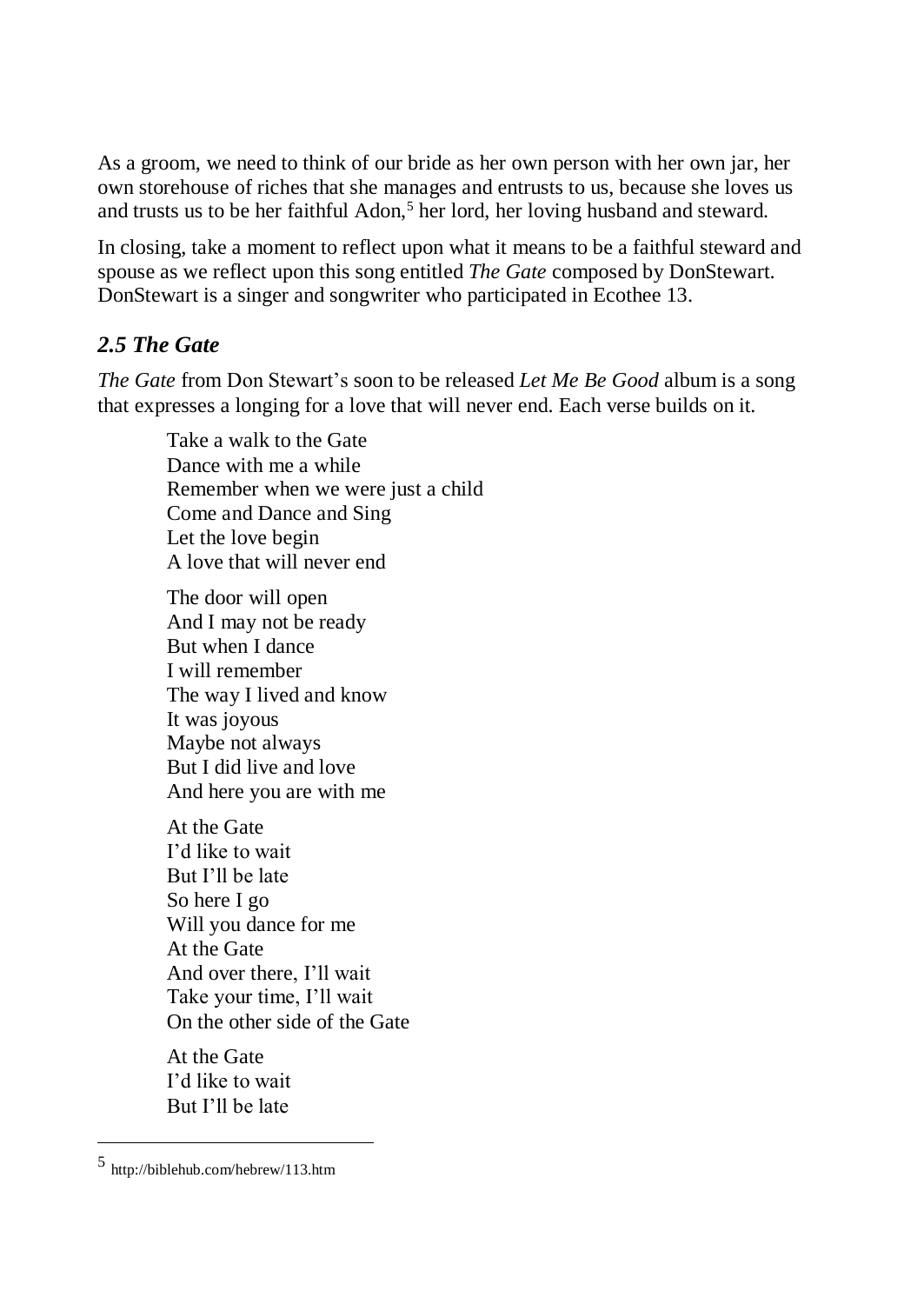As a groom, we need to think of our bride as her own person with her own jar, her own storehouse of riches that she manages and entrusts to us, because she loves us and trusts us to be her faithful Adon,[5] her lord, her loving husband and steward.

In closing, take a moment to reflect upon what it means to be a faithful steward and spouse as we reflect upon this song entitled *The Gate* composed by DonStewart. DonStewart is a singer and songwriter who participated in Ecothee 13.

### *2.5 The Gate*

*The Gate* from Don Stewart's soon to be released *Let Me Be Good* album is a song that expresses a longing for a love that will never end. Each verse builds on it.

> Take a walk to the Gate
> Dance with me a while
> Remember when we were just a child
> Come and Dance and Sing
> Let the love begin
> A love that will never end
>
> The door will open
> And I may not be ready
> But when I dance
> I will remember
> The way I lived and know
> It was joyous
> Maybe not always
> But I did live and love
> And here you are with me
>
> At the Gate
> I'd like to wait
> But I'll be late
> So here I go
> Will you dance for me
> At the Gate
> And over there, I'll wait
> Take your time, I'll wait
> On the other side of the Gate
>
> At the Gate
> I'd like to wait
> But I'll be late

---

[5] http://biblehub.com/hebrew/113.htm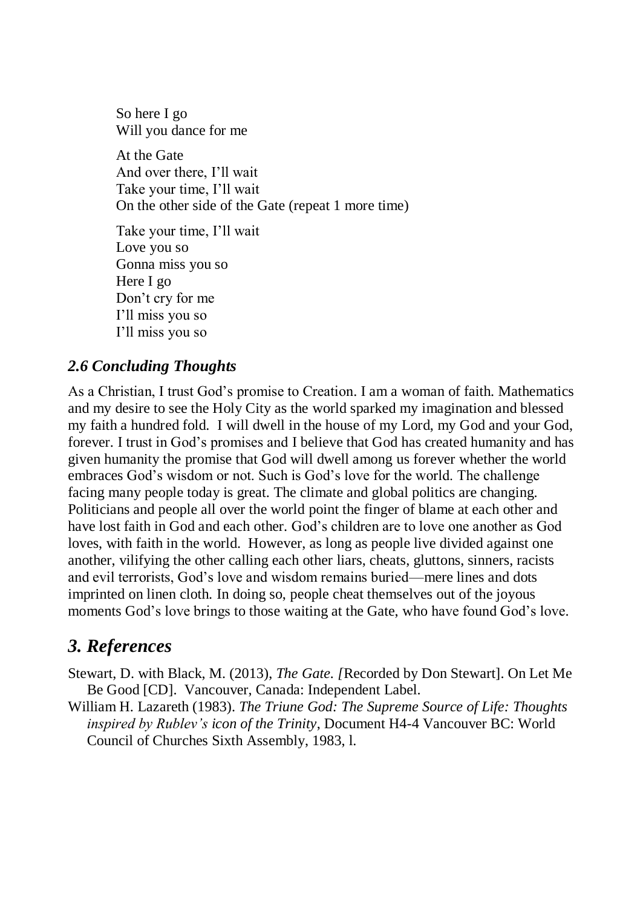So here I go
Will you dance for me

At the Gate
And over there, I'll wait
Take your time, I'll wait
On the other side of the Gate (repeat 1 more time)

Take your time, I'll wait
Love you so
Gonna miss you so
Here I go
Don't cry for me
I'll miss you so
I'll miss you so

### *2.6 Concluding Thoughts*

As a Christian, I trust God's promise to Creation. I am a woman of faith. Mathematics and my desire to see the Holy City as the world sparked my imagination and blessed my faith a hundred fold. I will dwell in the house of my Lord, my God and your God, forever. I trust in God's promises and I believe that God has created humanity and has given humanity the promise that God will dwell among us forever whether the world embraces God's wisdom or not. Such is God's love for the world. The challenge facing many people today is great. The climate and global politics are changing. Politicians and people all over the world point the finger of blame at each other and have lost faith in God and each other. God's children are to love one another as God loves, with faith in the world. However, as long as people live divided against one another, vilifying the other calling each other liars, cheats, gluttons, sinners, racists and evil terrorists, God's love and wisdom remains buried—mere lines and dots imprinted on linen cloth. In doing so, people cheat themselves out of the joyous moments God's love brings to those waiting at the Gate, who have found God's love.

## *3. References*

Stewart, D. with Black, M. (2013), *The Gate. [*Recorded by Don Stewart]. On Let Me Be Good [CD]. Vancouver, Canada: Independent Label.

William H. Lazareth (1983). *The Triune God: The Supreme Source of Life: Thoughts inspired by Rublev's icon of the Trinity*, Document H4-4 Vancouver BC: World Council of Churches Sixth Assembly, 1983, l.